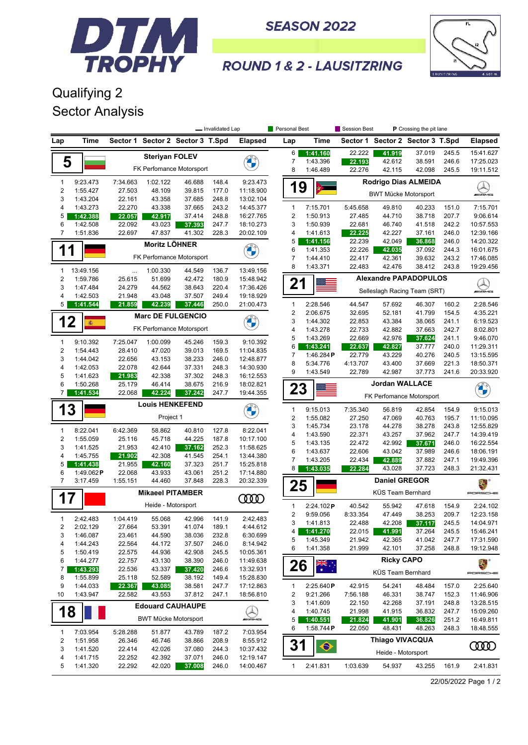# DTM TROPHY

SEASON 2022

ROUND 1 & 2 - LAUSITZRING

## Qualifying 2
## Sector Analysis

— Invalidated Lap | Personal Best | Session Best | P Crossing the pit lane

### 5 Steriyan FOLEV — FK Perfomance Motorsport

| Lap | Time | Sector 1 | Sector 2 | Sector 3 | T.Spd | Elapsed |
|---|---|---|---|---|---|---|
| 1 | 9:23.473 | 7:34.663 | 1:02.122 | 46.688 | 148.4 | 9:23.473 |
| 2 | 1:55.427 | 27.503 | 48.109 | 39.815 | 177.0 | 11:18.900 |
| 3 | 1:43.204 | 22.161 | 43.358 | 37.685 | 248.8 | 13:02.104 |
| 4 | 1:43.273 | 22.270 | 43.338 | 37.665 | 243.2 | 14:45.377 |
| 5 | 1:42.388 | 22.057 | 42.917 | 37.414 | 248.8 | 16:27.765 |
| 6 | 1:42.508 | 22.092 | 43.023 | 37.393 | 247.7 | 18:10.273 |
| 7 | 1:51.836 | 22.697 | 47.837 | 41.302 | 228.3 | 20:02.109 |

### 11 Moritz LÖHNER — FK Perfomance Motorsport

| Lap | Time | Sector 1 | Sector 2 | Sector 3 | T.Spd | Elapsed |
|---|---|---|---|---|---|---|
| 1 | 13:49.156 | ... | 1:00.330 | 44.549 | 136.7 | 13:49.156 |
| 2 | 1:59.786 | 25.615 | 51.699 | 42.472 | 180.9 | 15:48.942 |
| 3 | 1:47.484 | 24.279 | 44.562 | 38.643 | 220.4 | 17:36.426 |
| 4 | 1:42.503 | 21.948 | 43.048 | 37.507 | 249.4 | 19:18.929 |
| 5 | 1:41.544 | 21.859 | 42.239 | 37.446 | 250.0 | 21:00.473 |

### 12 Marc DE FULGENCIO — FK Perfomance Motorsport

| Lap | Time | Sector 1 | Sector 2 | Sector 3 | T.Spd | Elapsed |
|---|---|---|---|---|---|---|
| 1 | 9:10.392 | 7:25.047 | 1:00.099 | 45.246 | 159.3 | 9:10.392 |
| 2 | 1:54.443 | 28.410 | 47.020 | 39.013 | 169.5 | 11:04.835 |
| 3 | 1:44.042 | 22.656 | 43.153 | 38.233 | 246.0 | 12:48.877 |
| 4 | 1:42.053 | 22.078 | 42.644 | 37.331 | 248.3 | 14:30.930 |
| 5 | 1:41.623 | 21.983 | 42.338 | 37.302 | 248.3 | 16:12.553 |
| 6 | 1:50.268 | 25.179 | 46.414 | 38.675 | 216.9 | 18:02.821 |
| 7 | 1:41.534 | 22.068 | 42.224 | 37.242 | 247.7 | 19:44.355 |

### 13 Louis HENKEFEND — Project 1

| Lap | Time | Sector 1 | Sector 2 | Sector 3 | T.Spd | Elapsed |
|---|---|---|---|---|---|---|
| 1 | 8:22.041 | 6:42.369 | 58.862 | 40.810 | 127.8 | 8:22.041 |
| 2 | 1:55.059 | 25.116 | 45.718 | 44.225 | 187.8 | 10:17.100 |
| 3 | 1:41.525 | 21.953 | 42.410 | 37.162 | 252.3 | 11:58.625 |
| 4 | 1:45.755 | 21.902 | 42.308 | 41.545 | 254.1 | 13:44.380 |
| 5 | 1:41.438 | 21.955 | 42.160 | 37.323 | 251.7 | 15:25.818 |
| 6 | 1:49.062 P | 22.068 | 43.933 | 43.061 | 251.2 | 17:14.880 |
| 7 | 3:17.459 | 1:55.151 | 44.460 | 37.848 | 228.3 | 20:32.339 |

### 17 Mikaeel PITAMBER — Heide - Motorsport

| Lap | Time | Sector 1 | Sector 2 | Sector 3 | T.Spd | Elapsed |
|---|---|---|---|---|---|---|
| 1 | 2:42.483 | 1:04.419 | 55.068 | 42.996 | 141.9 | 2:42.483 |
| 2 | 2:02.129 | 27.664 | 53.391 | 41.074 | 189.1 | 4:44.612 |
| 3 | 1:46.087 | 23.461 | 44.590 | 38.036 | 232.8 | 6:30.699 |
| 4 | 1:44.243 | 22.564 | 44.172 | 37.507 | 246.0 | 8:14.942 |
| 5 | 1:50.419 | 22.575 | 44.936 | 42.908 | 245.5 | 10:05.361 |
| 6 | 1:44.277 | 22.757 | 43.130 | 38.390 | 246.0 | 11:49.638 |
| 7 | 1:43.293 | 22.536 | 43.337 | 37.420 | 246.6 | 13:32.931 |
| 8 | 1:55.899 | 25.118 | 52.589 | 38.192 | 149.4 | 15:28.830 |
| 9 | 1:44.033 | 22.367 | 43.085 | 38.581 | 247.7 | 17:12.863 |
| 10 | 1:43.947 | 22.582 | 43.553 | 37.812 | 247.1 | 18:56.810 |

### 18 Edouard CAUHAUPE — BWT Mücke Motorsport

| Lap | Time | Sector 1 | Sector 2 | Sector 3 | T.Spd | Elapsed |
|---|---|---|---|---|---|---|
| 1 | 7:03.954 | 5:28.288 | 51.877 | 43.789 | 187.2 | 7:03.954 |
| 2 | 1:51.958 | 26.346 | 46.746 | 38.866 | 208.9 | 8:55.912 |
| 3 | 1:41.520 | 22.414 | 42.026 | 37.080 | 244.3 | 10:37.432 |
| 4 | 1:41.715 | 22.252 | 42.392 | 37.071 | 246.0 | 12:19.147 |
| 5 | 1:41.320 | 22.292 | 42.020 | 37.008 | 246.0 | 14:00.467 |
| 6 | 1:41.160 | 22.222 | 41.919 | 37.019 | 245.5 | 15:41.627 |
| 7 | 1:43.396 | 22.193 | 42.612 | 38.591 | 246.6 | 17:25.023 |
| 8 | 1:46.489 | 22.276 | 42.115 | 42.098 | 245.5 | 19:11.512 |

### 19 Rodrigo Dias ALMEIDA — BWT Mücke Motorsport

| Lap | Time | Sector 1 | Sector 2 | Sector 3 | T.Spd | Elapsed |
|---|---|---|---|---|---|---|
| 1 | 7:15.701 | 5:45.658 | 49.810 | 40.233 | 151.0 | 7:15.701 |
| 2 | 1:50.913 | 27.485 | 44.710 | 38.718 | 207.7 | 9:06.614 |
| 3 | 1:50.939 | 22.681 | 46.740 | 41.518 | 242.2 | 10:57.553 |
| 4 | 1:41.613 | 22.225 | 42.227 | 37.161 | 246.0 | 12:39.166 |
| 5 | 1:41.156 | 22.239 | 42.049 | 36.868 | 246.0 | 14:20.322 |
| 6 | 1:41.353 | 22.226 | 42.035 | 37.092 | 244.3 | 16:01.675 |
| 7 | 1:44.410 | 22.417 | 42.361 | 39.632 | 243.2 | 17:46.085 |
| 8 | 1:43.371 | 22.483 | 42.476 | 38.412 | 243.8 | 19:29.456 |

### 21 Alexandre PAPADOPULOS — Selleslagh Racing Team (SRT)

| Lap | Time | Sector 1 | Sector 2 | Sector 3 | T.Spd | Elapsed |
|---|---|---|---|---|---|---|
| 1 | 2:28.546 | 44.547 | 57.692 | 46.307 | 160.2 | 2:28.546 |
| 2 | 2:06.675 | 32.695 | 52.181 | 41.799 | 154.5 | 4:35.221 |
| 3 | 1:44.302 | 22.853 | 43.384 | 38.065 | 241.1 | 6:19.523 |
| 4 | 1:43.278 | 22.733 | 42.882 | 37.663 | 242.7 | 8:02.801 |
| 5 | 1:43.269 | 22.669 | 42.976 | 37.624 | 241.1 | 9:46.070 |
| 6 | 1:43.241 | 22.637 | 42.827 | 37.777 | 240.0 | 11:29.311 |
| 7 | 1:46.284 P | 22.779 | 43.229 | 40.276 | 240.5 | 13:15.595 |
| 8 | 5:34.776 | 4:13.707 | 43.400 | 37.669 | 221.3 | 18:50.371 |
| 9 | 1:43.549 | 22.789 | 42.987 | 37.773 | 241.6 | 20:33.920 |

### 23 Jordan WALLACE — FK Perfomance Motorsport

| Lap | Time | Sector 1 | Sector 2 | Sector 3 | T.Spd | Elapsed |
|---|---|---|---|---|---|---|
| 1 | 9:15.013 | 7:35.340 | 56.819 | 42.854 | 154.9 | 9:15.013 |
| 2 | 1:55.082 | 27.250 | 47.069 | 40.763 | 195.7 | 11:10.095 |
| 3 | 1:45.734 | 23.178 | 44.278 | 38.278 | 243.8 | 12:55.829 |
| 4 | 1:43.590 | 22.371 | 43.257 | 37.962 | 247.7 | 14:39.419 |
| 5 | 1:43.135 | 22.472 | 42.992 | 37.671 | 246.0 | 16:22.554 |
| 6 | 1:43.637 | 22.606 | 43.042 | 37.989 | 246.6 | 18:06.191 |
| 7 | 1:43.205 | 22.434 | 42.889 | 37.882 | 247.1 | 19:49.396 |
| 8 | 1:43.035 | 22.284 | 43.028 | 37.723 | 248.3 | 21:32.431 |

### 25 Daniel GREGOR — KÜS Team Bernhard

| Lap | Time | Sector 1 | Sector 2 | Sector 3 | T.Spd | Elapsed |
|---|---|---|---|---|---|---|
| 1 | 2:24.102 P | 40.542 | 55.942 | 47.618 | 154.9 | 2:24.102 |
| 2 | 9:59.056 | 8:33.354 | 47.449 | 38.253 | 209.7 | 12:23.158 |
| 3 | 1:41.813 | 22.488 | 42.208 | 37.117 | 245.5 | 14:04.971 |
| 4 | 1:41.270 | 22.015 | 41.991 | 37.264 | 245.5 | 15:46.241 |
| 5 | 1:45.349 | 21.942 | 42.365 | 41.042 | 247.7 | 17:31.590 |
| 6 | 1:41.358 | 21.999 | 42.101 | 37.258 | 248.8 | 19:12.948 |

### 26 Ricky CAPO — KÜS Team Bernhard

| Lap | Time | Sector 1 | Sector 2 | Sector 3 | T.Spd | Elapsed |
|---|---|---|---|---|---|---|
| 1 | 2:25.640 P | 42.915 | 54.241 | 48.484 | 157.0 | 2:25.640 |
| 2 | 9:21.266 | 7:56.188 | 46.331 | 38.747 | 152.3 | 11:46.906 |
| 3 | 1:41.609 | 22.150 | 42.268 | 37.191 | 248.8 | 13:28.515 |
| 4 | 1:40.745 | 21.998 | 41.915 | 36.832 | 247.7 | 15:09.260 |
| 5 | 1:40.551 | 21.824 | 41.901 | 36.826 | 251.2 | 16:49.811 |
| 6 | 1:58.744 P | 22.050 | 48.431 | 48.263 | 248.3 | 18:48.555 |

### 31 Thiago VIVACQUA — Heide - Motorsport

| Lap | Time | Sector 1 | Sector 2 | Sector 3 | T.Spd | Elapsed |
|---|---|---|---|---|---|---|
| 1 | 2:41.831 | 1:03.639 | 54.937 | 43.255 | 161.9 | 2:41.831 |

22/05/2022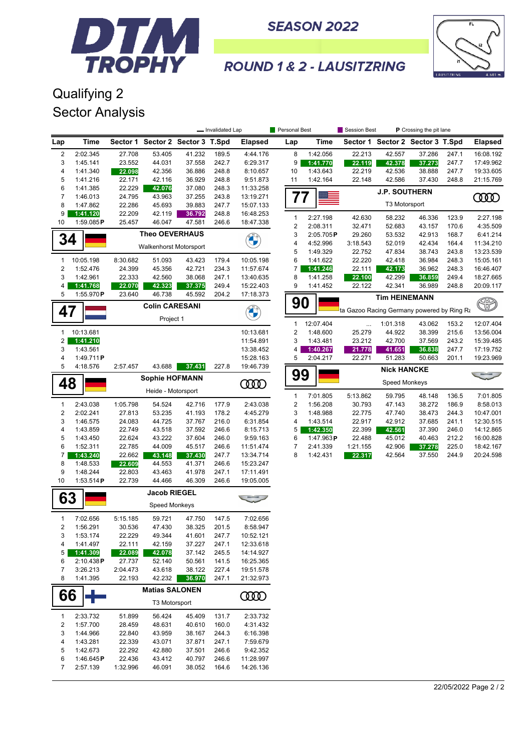DTM TROPHY

SEASON 2022

ROUND 1 & 2 - LAUSITZRING

# Qualifying 2
## Sector Analysis

— Invalidated Lap | Personal Best | Session Best | P Crossing the pit lane

| Lap | Time | Sector 1 | Sector 2 | Sector 3 | T.Spd | Elapsed |
|---|---|---|---|---|---|---|
| 2 | 2:02.345 | 27.708 | 53.405 | 41.232 | 189.5 | 4:44.176 |
| 3 | 1:45.141 | 23.552 | 44.031 | 37.558 | 242.7 | 6:29.317 |
| 4 | 1:41.340 | 22.098 | 42.356 | 36.886 | 248.8 | 8:10.657 |
| 5 | 1:41.216 | 22.171 | 42.116 | 36.929 | 248.8 | 9:51.873 |
| 6 | 1:41.385 | 22.229 | 42.076 | 37.080 | 248.3 | 11:33.258 |
| 7 | 1:46.013 | 24.795 | 43.963 | 37.255 | 243.8 | 13:19.271 |
| 8 | 1:47.862 | 22.286 | 45.693 | 39.883 | 247.7 | 15:07.133 |
| 9 | 1:41.120 | 22.209 | 42.119 | 36.792 | 248.8 | 16:48.253 |
| 10 | 1:59.085 P | 25.457 | 46.047 | 47.581 | 246.6 | 18:47.338 |

### 34 Theo OEVERHAUS
Walkenhorst Motorsport

| Lap | Time | Sector 1 | Sector 2 | Sector 3 | T.Spd | Elapsed |
|---|---|---|---|---|---|---|
| 1 | 10:05.198 | 8:30.682 | 51.093 | 43.423 | 179.4 | 10:05.198 |
| 2 | 1:52.476 | 24.399 | 45.356 | 42.721 | 234.3 | 11:57.674 |
| 3 | 1:42.961 | 22.333 | 42.560 | 38.068 | 247.1 | 13:40.635 |
| 4 | 1:41.768 | 22.070 | 42.323 | 37.375 | 249.4 | 15:22.403 |
| 5 | 1:55.970 P | 23.640 | 46.738 | 45.592 | 204.2 | 17:18.373 |

### 47 Colin CARESANI
Project 1

| Lap | Time | Sector 1 | Sector 2 | Sector 3 | T.Spd | Elapsed |
|---|---|---|---|---|---|---|
| 1 | 10:13.681 | | | | | 10:13.681 |
| 2 | 1:41.210 | | | | | 11:54.891 |
| 3 | 1:43.561 | | | | | 13:38.452 |
| 4 | 1:49.711 P | | | | | 15:28.163 |
| 5 | 4:18.576 | 2:57.457 | 43.688 | 37.431 | 227.8 | 19:46.739 |

### 48 Sophie HOFMANN
Heide - Motorsport

| Lap | Time | Sector 1 | Sector 2 | Sector 3 | T.Spd | Elapsed |
|---|---|---|---|---|---|---|
| 1 | 2:43.038 | 1:05.798 | 54.524 | 42.716 | 177.9 | 2:43.038 |
| 2 | 2:02.241 | 27.813 | 53.235 | 41.193 | 178.2 | 4:45.279 |
| 3 | 1:46.575 | 24.083 | 44.725 | 37.767 | 216.0 | 6:31.854 |
| 4 | 1:43.859 | 22.749 | 43.518 | 37.592 | 246.6 | 8:15.713 |
| 5 | 1:43.450 | 22.624 | 43.222 | 37.604 | 246.0 | 9:59.163 |
| 6 | 1:52.311 | 22.785 | 44.009 | 45.517 | 246.6 | 11:51.474 |
| 7 | 1:43.240 | 22.662 | 43.148 | 37.430 | 247.7 | 13:34.714 |
| 8 | 1:48.533 | 22.609 | 44.553 | 41.371 | 246.6 | 15:23.247 |
| 9 | 1:48.244 | 22.803 | 43.463 | 41.978 | 247.1 | 17:11.491 |
| 10 | 1:53.514 P | 22.739 | 44.466 | 46.309 | 246.6 | 19:05.005 |

### 63 Jacob RIEGEL
Speed Monkeys

| Lap | Time | Sector 1 | Sector 2 | Sector 3 | T.Spd | Elapsed |
|---|---|---|---|---|---|---|
| 1 | 7:02.656 | 5:15.185 | 59.721 | 47.750 | 147.5 | 7:02.656 |
| 2 | 1:56.291 | 30.536 | 47.430 | 38.325 | 201.5 | 8:58.947 |
| 3 | 1:53.174 | 22.229 | 49.344 | 41.601 | 247.7 | 10:52.121 |
| 4 | 1:41.497 | 22.111 | 42.159 | 37.227 | 247.1 | 12:33.618 |
| 5 | 1:41.309 | 22.089 | 42.078 | 37.142 | 245.5 | 14:14.927 |
| 6 | 2:10.438 P | 27.737 | 52.140 | 50.561 | 141.5 | 16:25.365 |
| 7 | 3:26.213 | 2:04.473 | 43.618 | 38.122 | 227.4 | 19:51.578 |
| 8 | 1:41.395 | 22.193 | 42.232 | 36.970 | 247.1 | 21:32.973 |

### 66 Matias SALONEN
T3 Motorsport

| Lap | Time | Sector 1 | Sector 2 | Sector 3 | T.Spd | Elapsed |
|---|---|---|---|---|---|---|
| 1 | 2:33.732 | 51.899 | 56.424 | 45.409 | 131.7 | 2:33.732 |
| 2 | 1:57.700 | 28.459 | 48.631 | 40.610 | 160.0 | 4:31.432 |
| 3 | 1:44.966 | 22.840 | 43.959 | 38.167 | 244.3 | 6:16.398 |
| 4 | 1:43.281 | 22.339 | 43.071 | 37.871 | 247.1 | 7:59.679 |
| 5 | 1:42.673 | 22.292 | 42.880 | 37.501 | 246.6 | 9:42.352 |
| 6 | 1:46.645 P | 22.436 | 43.412 | 40.797 | 246.6 | 11:28.997 |
| 7 | 2:57.139 | 1:32.996 | 46.091 | 38.052 | 164.6 | 14:26.136 |

| Lap | Time | Sector 1 | Sector 2 | Sector 3 | T.Spd | Elapsed |
|---|---|---|---|---|---|---|
| 8 | 1:42.056 | 22.213 | 42.557 | 37.286 | 247.1 | 16:08.192 |
| 9 | 1:41.770 | 22.119 | 42.378 | 37.273 | 247.7 | 17:49.962 |
| 10 | 1:43.643 | 22.219 | 42.536 | 38.888 | 247.7 | 19:33.605 |
| 11 | 1:42.164 | 22.148 | 42.586 | 37.430 | 248.8 | 21:15.769 |

### 77 J.P. SOUTHERN
T3 Motorsport

| Lap | Time | Sector 1 | Sector 2 | Sector 3 | T.Spd | Elapsed |
|---|---|---|---|---|---|---|
| 1 | 2:27.198 | 42.630 | 58.232 | 46.336 | 123.9 | 2:27.198 |
| 2 | 2:08.311 | 32.471 | 52.683 | 43.157 | 170.6 | 4:35.509 |
| 3 | 2:05.705 P | 29.260 | 53.532 | 42.913 | 168.7 | 6:41.214 |
| 4 | 4:52.996 | 3:18.543 | 52.019 | 42.434 | 164.4 | 11:34.210 |
| 5 | 1:49.329 | 22.752 | 47.834 | 38.743 | 243.8 | 13:23.539 |
| 6 | 1:41.622 | 22.220 | 42.418 | 36.984 | 248.3 | 15:05.161 |
| 7 | 1:41.246 | 22.111 | 42.173 | 36.962 | 248.3 | 16:46.407 |
| 8 | 1:41.258 | 22.100 | 42.299 | 36.859 | 249.4 | 18:27.665 |
| 9 | 1:41.452 | 22.122 | 42.341 | 36.989 | 248.8 | 20:09.117 |

### 90 Tim HEINEMANN
Toyota Gazoo Racing Germany powered by Ring Racing

| Lap | Time | Sector 1 | Sector 2 | Sector 3 | T.Spd | Elapsed |
|---|---|---|---|---|---|---|
| 1 | 12:07.404 | ... | 1:01.318 | 43.062 | 153.2 | 12:07.404 |
| 2 | 1:48.600 | 25.279 | 44.922 | 38.399 | 215.6 | 13:56.004 |
| 3 | 1:43.481 | 23.212 | 42.700 | 37.569 | 243.2 | 15:39.485 |
| 4 | 1:40.267 | 21.778 | 41.651 | 36.838 | 247.7 | 17:19.752 |
| 5 | 2:04.217 | 22.271 | 51.283 | 50.663 | 201.1 | 19:23.969 |

### 99 Nick HANCKE
Speed Monkeys

| Lap | Time | Sector 1 | Sector 2 | Sector 3 | T.Spd | Elapsed |
|---|---|---|---|---|---|---|
| 1 | 7:01.805 | 5:13.862 | 59.795 | 48.148 | 136.5 | 7:01.805 |
| 2 | 1:56.208 | 30.793 | 47.143 | 38.272 | 186.9 | 8:58.013 |
| 3 | 1:48.988 | 22.775 | 47.740 | 38.473 | 244.3 | 10:47.001 |
| 4 | 1:43.514 | 22.917 | 42.912 | 37.685 | 241.1 | 12:30.515 |
| 5 | 1:42.350 | 22.399 | 42.561 | 37.390 | 246.0 | 14:12.865 |
| 6 | 1:47.963 P | 22.488 | 45.012 | 40.463 | 212.2 | 16:00.828 |
| 7 | 2:41.339 | 1:21.155 | 42.906 | 37.278 | 225.0 | 18:42.167 |
| 8 | 1:42.431 | 22.317 | 42.564 | 37.550 | 244.9 | 20:24.598 |

22/05/2022